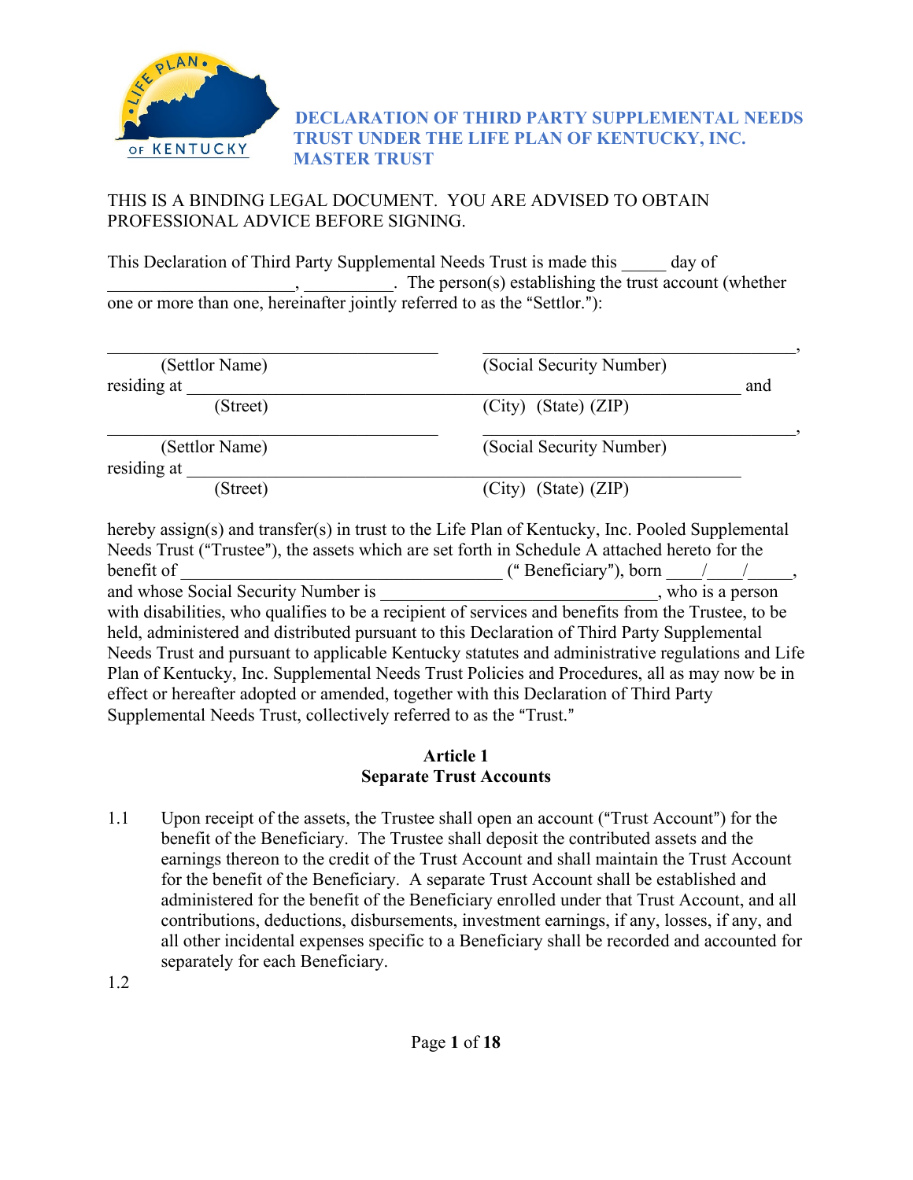# DECLARATION OF THIRD PARTY SUPPLEMENTAL NEEDS TRUST UNDER THE LIFE PLAN OF KENTUCKY, INC. MASTER TRUST

THIS IS A BINDING LEGAL DOCUMENT. YOU ARE ADVISED TO OBTAIN PROFESSIONAL ADVICE BEFORE SIGNING.

This Declaration of Third Party Supplemental Needs Trust is made this _____ day of _____________________, __________. The person(s) establishing the trust account (whether one or more than one, hereinafter jointly referred to as the "Settlor."):

__________________________________________ __________________________________________,
(Settlor Name) (Social Security Number)
residing at ____________________________________________________________________ and
(Street) (City) (State) (ZIP)

__________________________________________ __________________________________________,
(Settlor Name) (Social Security Number)
residing at ____________________________________________________________________
(Street) (City) (State) (ZIP)

hereby assign(s) and transfer(s) in trust to the Life Plan of Kentucky, Inc. Pooled Supplemental Needs Trust ("Trustee"), the assets which are set forth in Schedule A attached hereto for the benefit of _____________________________________ (" Beneficiary"), born ____/____/_____, and whose Social Security Number is ________________________________, who is a person with disabilities, who qualifies to be a recipient of services and benefits from the Trustee, to be held, administered and distributed pursuant to this Declaration of Third Party Supplemental Needs Trust and pursuant to applicable Kentucky statutes and administrative regulations and Life Plan of Kentucky, Inc. Supplemental Needs Trust Policies and Procedures, all as may now be in effect or hereafter adopted or amended, together with this Declaration of Third Party Supplemental Needs Trust, collectively referred to as the "Trust."

## Article 1
## Separate Trust Accounts

1.1 Upon receipt of the assets, the Trustee shall open an account ("Trust Account") for the benefit of the Beneficiary. The Trustee shall deposit the contributed assets and the earnings thereon to the credit of the Trust Account and shall maintain the Trust Account for the benefit of the Beneficiary. A separate Trust Account shall be established and administered for the benefit of the Beneficiary enrolled under that Trust Account, and all contributions, deductions, disbursements, investment earnings, if any, losses, if any, and all other incidental expenses specific to a Beneficiary shall be recorded and accounted for separately for each Beneficiary.

1.2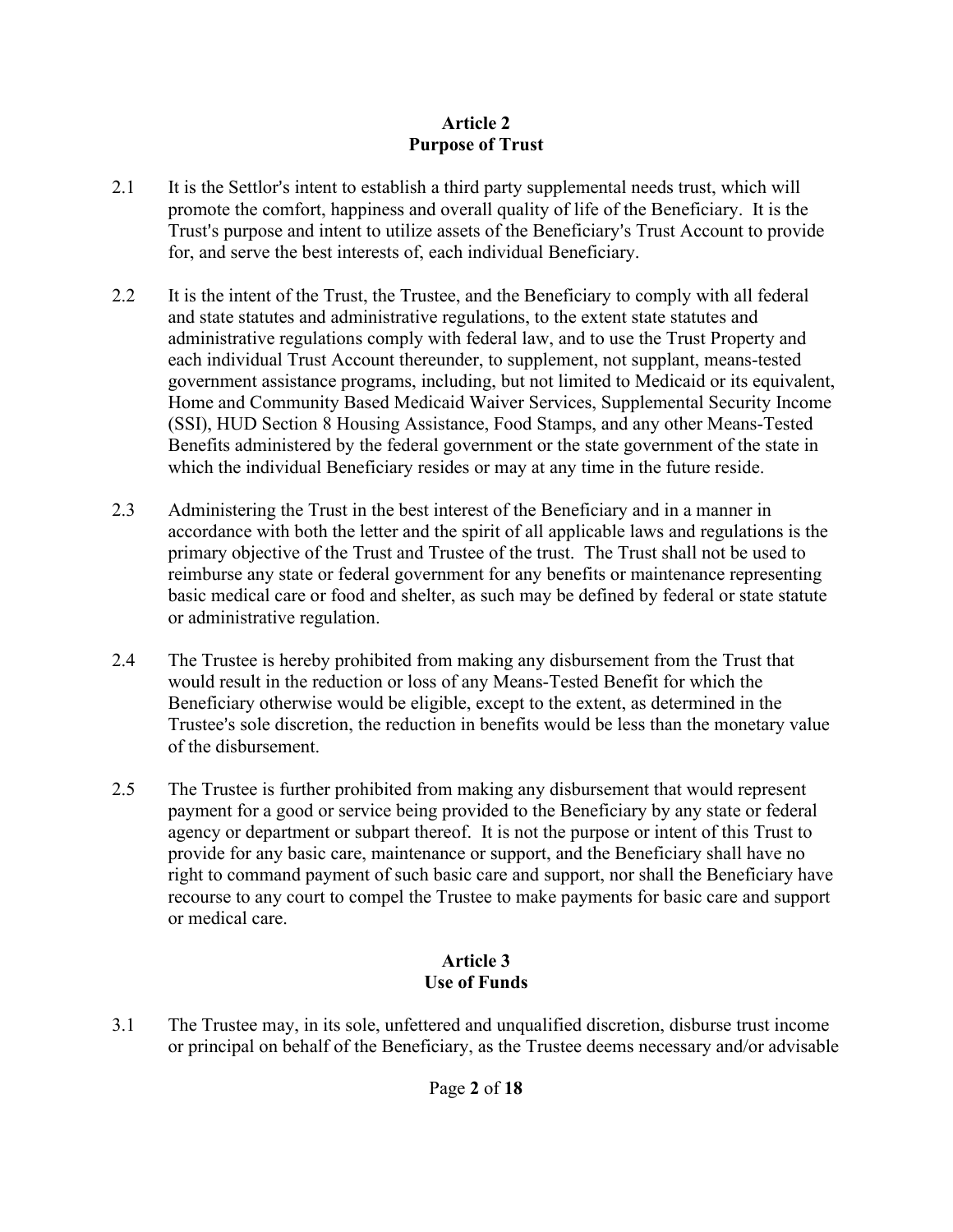## Article 2
## Purpose of Trust

2.1 It is the Settlor's intent to establish a third party supplemental needs trust, which will promote the comfort, happiness and overall quality of life of the Beneficiary. It is the Trust's purpose and intent to utilize assets of the Beneficiary's Trust Account to provide for, and serve the best interests of, each individual Beneficiary.

2.2 It is the intent of the Trust, the Trustee, and the Beneficiary to comply with all federal and state statutes and administrative regulations, to the extent state statutes and administrative regulations comply with federal law, and to use the Trust Property and each individual Trust Account thereunder, to supplement, not supplant, means-tested government assistance programs, including, but not limited to Medicaid or its equivalent, Home and Community Based Medicaid Waiver Services, Supplemental Security Income (SSI), HUD Section 8 Housing Assistance, Food Stamps, and any other Means-Tested Benefits administered by the federal government or the state government of the state in which the individual Beneficiary resides or may at any time in the future reside.

2.3 Administering the Trust in the best interest of the Beneficiary and in a manner in accordance with both the letter and the spirit of all applicable laws and regulations is the primary objective of the Trust and Trustee of the trust. The Trust shall not be used to reimburse any state or federal government for any benefits or maintenance representing basic medical care or food and shelter, as such may be defined by federal or state statute or administrative regulation.

2.4 The Trustee is hereby prohibited from making any disbursement from the Trust that would result in the reduction or loss of any Means-Tested Benefit for which the Beneficiary otherwise would be eligible, except to the extent, as determined in the Trustee's sole discretion, the reduction in benefits would be less than the monetary value of the disbursement.

2.5 The Trustee is further prohibited from making any disbursement that would represent payment for a good or service being provided to the Beneficiary by any state or federal agency or department or subpart thereof. It is not the purpose or intent of this Trust to provide for any basic care, maintenance or support, and the Beneficiary shall have no right to command payment of such basic care and support, nor shall the Beneficiary have recourse to any court to compel the Trustee to make payments for basic care and support or medical care.

## Article 3
## Use of Funds

3.1 The Trustee may, in its sole, unfettered and unqualified discretion, disburse trust income or principal on behalf of the Beneficiary, as the Trustee deems necessary and/or advisable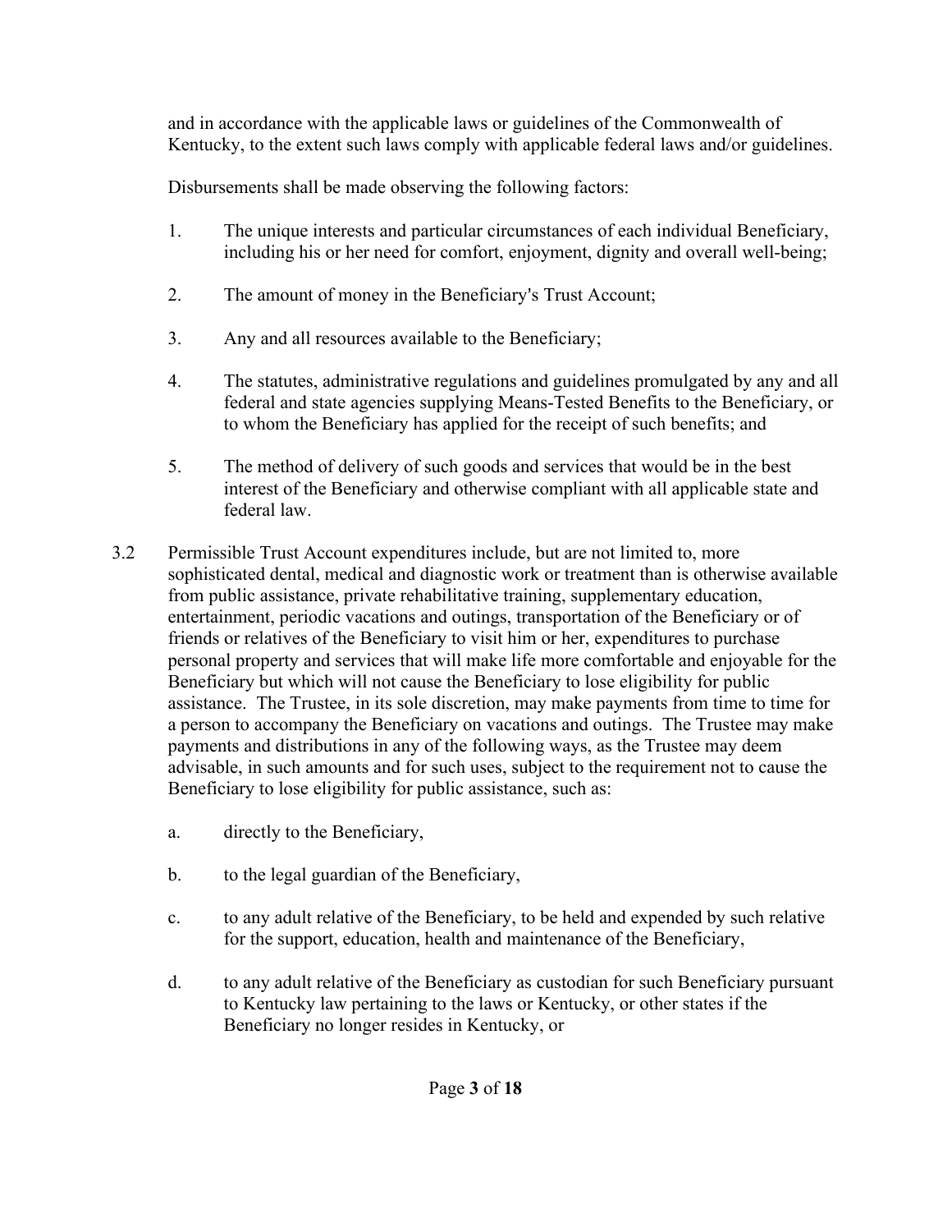and in accordance with the applicable laws or guidelines of the Commonwealth of Kentucky, to the extent such laws comply with applicable federal laws and/or guidelines.

Disbursements shall be made observing the following factors:

1. The unique interests and particular circumstances of each individual Beneficiary, including his or her need for comfort, enjoyment, dignity and overall well-being;

2. The amount of money in the Beneficiary's Trust Account;

3. Any and all resources available to the Beneficiary;

4. The statutes, administrative regulations and guidelines promulgated by any and all federal and state agencies supplying Means-Tested Benefits to the Beneficiary, or to whom the Beneficiary has applied for the receipt of such benefits; and

5. The method of delivery of such goods and services that would be in the best interest of the Beneficiary and otherwise compliant with all applicable state and federal law.

3.2 Permissible Trust Account expenditures include, but are not limited to, more sophisticated dental, medical and diagnostic work or treatment than is otherwise available from public assistance, private rehabilitative training, supplementary education, entertainment, periodic vacations and outings, transportation of the Beneficiary or of friends or relatives of the Beneficiary to visit him or her, expenditures to purchase personal property and services that will make life more comfortable and enjoyable for the Beneficiary but which will not cause the Beneficiary to lose eligibility for public assistance. The Trustee, in its sole discretion, may make payments from time to time for a person to accompany the Beneficiary on vacations and outings. The Trustee may make payments and distributions in any of the following ways, as the Trustee may deem advisable, in such amounts and for such uses, subject to the requirement not to cause the Beneficiary to lose eligibility for public assistance, such as:

   a. directly to the Beneficiary,

   b. to the legal guardian of the Beneficiary,

   c. to any adult relative of the Beneficiary, to be held and expended by such relative for the support, education, health and maintenance of the Beneficiary,

   d. to any adult relative of the Beneficiary as custodian for such Beneficiary pursuant to Kentucky law pertaining to the laws or Kentucky, or other states if the Beneficiary no longer resides in Kentucky, or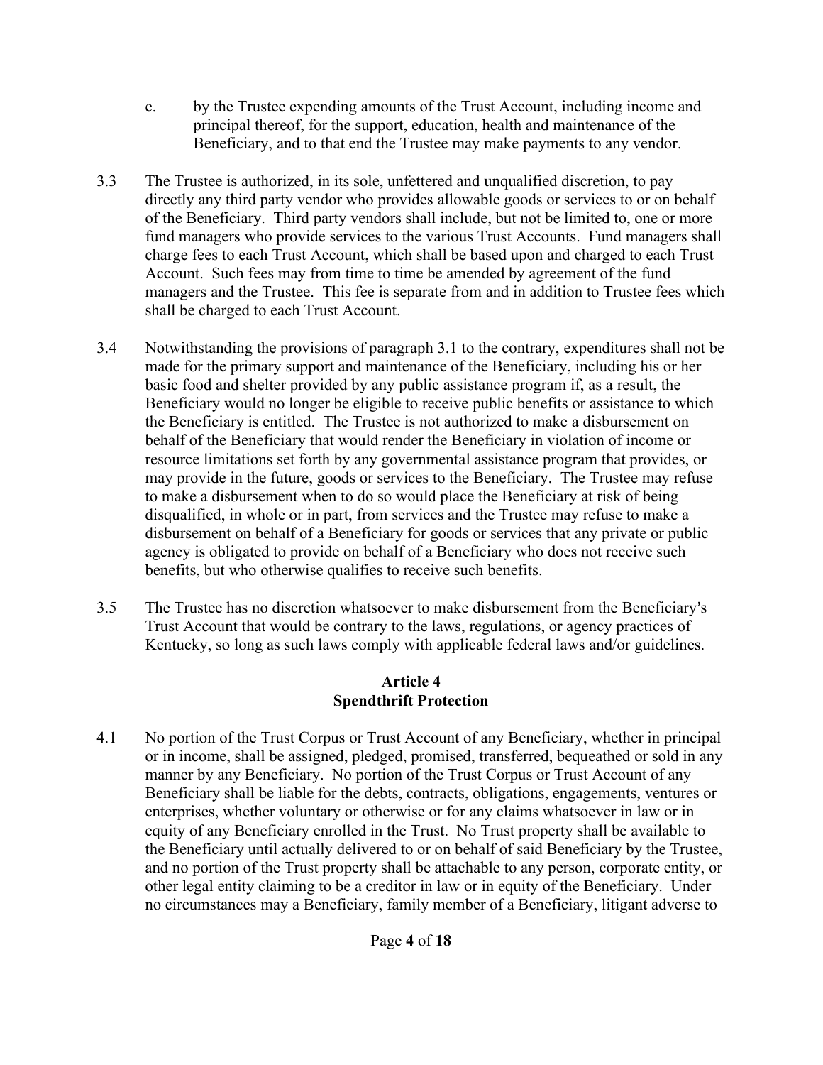e. by the Trustee expending amounts of the Trust Account, including income and principal thereof, for the support, education, health and maintenance of the Beneficiary, and to that end the Trustee may make payments to any vendor.

3.3 The Trustee is authorized, in its sole, unfettered and unqualified discretion, to pay directly any third party vendor who provides allowable goods or services to or on behalf of the Beneficiary. Third party vendors shall include, but not be limited to, one or more fund managers who provide services to the various Trust Accounts. Fund managers shall charge fees to each Trust Account, which shall be based upon and charged to each Trust Account. Such fees may from time to time be amended by agreement of the fund managers and the Trustee. This fee is separate from and in addition to Trustee fees which shall be charged to each Trust Account.

3.4 Notwithstanding the provisions of paragraph 3.1 to the contrary, expenditures shall not be made for the primary support and maintenance of the Beneficiary, including his or her basic food and shelter provided by any public assistance program if, as a result, the Beneficiary would no longer be eligible to receive public benefits or assistance to which the Beneficiary is entitled. The Trustee is not authorized to make a disbursement on behalf of the Beneficiary that would render the Beneficiary in violation of income or resource limitations set forth by any governmental assistance program that provides, or may provide in the future, goods or services to the Beneficiary. The Trustee may refuse to make a disbursement when to do so would place the Beneficiary at risk of being disqualified, in whole or in part, from services and the Trustee may refuse to make a disbursement on behalf of a Beneficiary for goods or services that any private or public agency is obligated to provide on behalf of a Beneficiary who does not receive such benefits, but who otherwise qualifies to receive such benefits.

3.5 The Trustee has no discretion whatsoever to make disbursement from the Beneficiary's Trust Account that would be contrary to the laws, regulations, or agency practices of Kentucky, so long as such laws comply with applicable federal laws and/or guidelines.

## Article 4
## Spendthrift Protection

4.1 No portion of the Trust Corpus or Trust Account of any Beneficiary, whether in principal or in income, shall be assigned, pledged, promised, transferred, bequeathed or sold in any manner by any Beneficiary. No portion of the Trust Corpus or Trust Account of any Beneficiary shall be liable for the debts, contracts, obligations, engagements, ventures or enterprises, whether voluntary or otherwise or for any claims whatsoever in law or in equity of any Beneficiary enrolled in the Trust. No Trust property shall be available to the Beneficiary until actually delivered to or on behalf of said Beneficiary by the Trustee, and no portion of the Trust property shall be attachable to any person, corporate entity, or other legal entity claiming to be a creditor in law or in equity of the Beneficiary. Under no circumstances may a Beneficiary, family member of a Beneficiary, litigant adverse to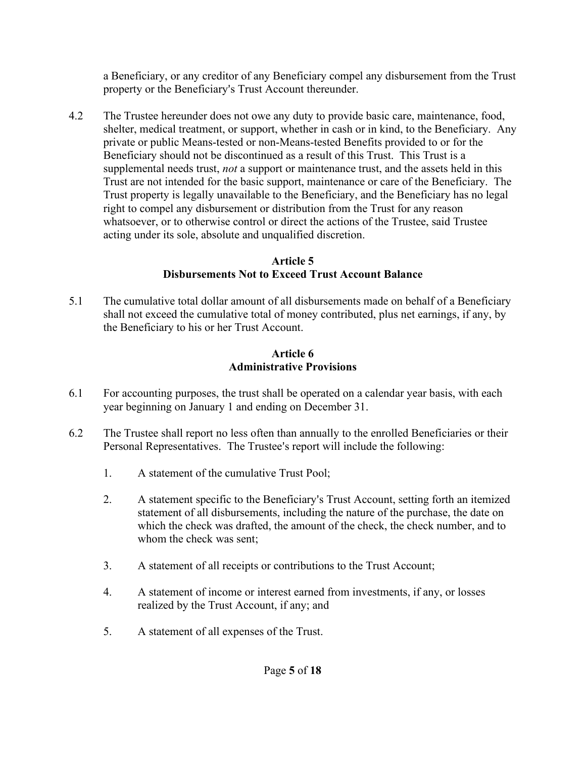a Beneficiary, or any creditor of any Beneficiary compel any disbursement from the Trust property or the Beneficiary's Trust Account thereunder.

4.2 The Trustee hereunder does not owe any duty to provide basic care, maintenance, food, shelter, medical treatment, or support, whether in cash or in kind, to the Beneficiary. Any private or public Means-tested or non-Means-tested Benefits provided to or for the Beneficiary should not be discontinued as a result of this Trust. This Trust is a supplemental needs trust, *not* a support or maintenance trust, and the assets held in this Trust are not intended for the basic support, maintenance or care of the Beneficiary. The Trust property is legally unavailable to the Beneficiary, and the Beneficiary has no legal right to compel any disbursement or distribution from the Trust for any reason whatsoever, or to otherwise control or direct the actions of the Trustee, said Trustee acting under its sole, absolute and unqualified discretion.

## Article 5
## Disbursements Not to Exceed Trust Account Balance

5.1 The cumulative total dollar amount of all disbursements made on behalf of a Beneficiary shall not exceed the cumulative total of money contributed, plus net earnings, if any, by the Beneficiary to his or her Trust Account.

## Article 6
## Administrative Provisions

6.1 For accounting purposes, the trust shall be operated on a calendar year basis, with each year beginning on January 1 and ending on December 31.

6.2 The Trustee shall report no less often than annually to the enrolled Beneficiaries or their Personal Representatives. The Trustee's report will include the following:

1. A statement of the cumulative Trust Pool;

2. A statement specific to the Beneficiary's Trust Account, setting forth an itemized statement of all disbursements, including the nature of the purchase, the date on which the check was drafted, the amount of the check, the check number, and to whom the check was sent;

3. A statement of all receipts or contributions to the Trust Account;

4. A statement of income or interest earned from investments, if any, or losses realized by the Trust Account, if any; and

5. A statement of all expenses of the Trust.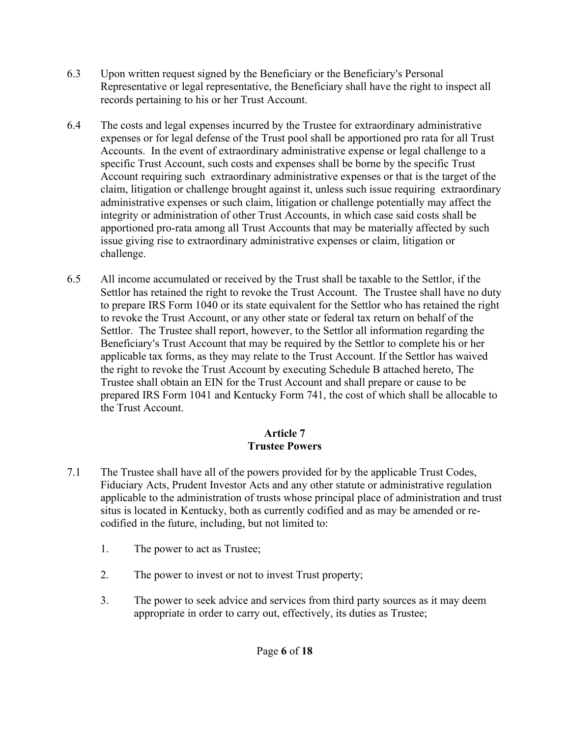6.3 Upon written request signed by the Beneficiary or the Beneficiary's Personal Representative or legal representative, the Beneficiary shall have the right to inspect all records pertaining to his or her Trust Account.

6.4 The costs and legal expenses incurred by the Trustee for extraordinary administrative expenses or for legal defense of the Trust pool shall be apportioned pro rata for all Trust Accounts. In the event of extraordinary administrative expense or legal challenge to a specific Trust Account, such costs and expenses shall be borne by the specific Trust Account requiring such extraordinary administrative expenses or that is the target of the claim, litigation or challenge brought against it, unless such issue requiring extraordinary administrative expenses or such claim, litigation or challenge potentially may affect the integrity or administration of other Trust Accounts, in which case said costs shall be apportioned pro-rata among all Trust Accounts that may be materially affected by such issue giving rise to extraordinary administrative expenses or claim, litigation or challenge.

6.5 All income accumulated or received by the Trust shall be taxable to the Settlor, if the Settlor has retained the right to revoke the Trust Account. The Trustee shall have no duty to prepare IRS Form 1040 or its state equivalent for the Settlor who has retained the right to revoke the Trust Account, or any other state or federal tax return on behalf of the Settlor. The Trustee shall report, however, to the Settlor all information regarding the Beneficiary's Trust Account that may be required by the Settlor to complete his or her applicable tax forms, as they may relate to the Trust Account. If the Settlor has waived the right to revoke the Trust Account by executing Schedule B attached hereto, The Trustee shall obtain an EIN for the Trust Account and shall prepare or cause to be prepared IRS Form 1041 and Kentucky Form 741, the cost of which shall be allocable to the Trust Account.

## Article 7
## Trustee Powers

7.1 The Trustee shall have all of the powers provided for by the applicable Trust Codes, Fiduciary Acts, Prudent Investor Acts and any other statute or administrative regulation applicable to the administration of trusts whose principal place of administration and trust situs is located in Kentucky, both as currently codified and as may be amended or re-codified in the future, including, but not limited to:

1. The power to act as Trustee;

2. The power to invest or not to invest Trust property;

3. The power to seek advice and services from third party sources as it may deem appropriate in order to carry out, effectively, its duties as Trustee;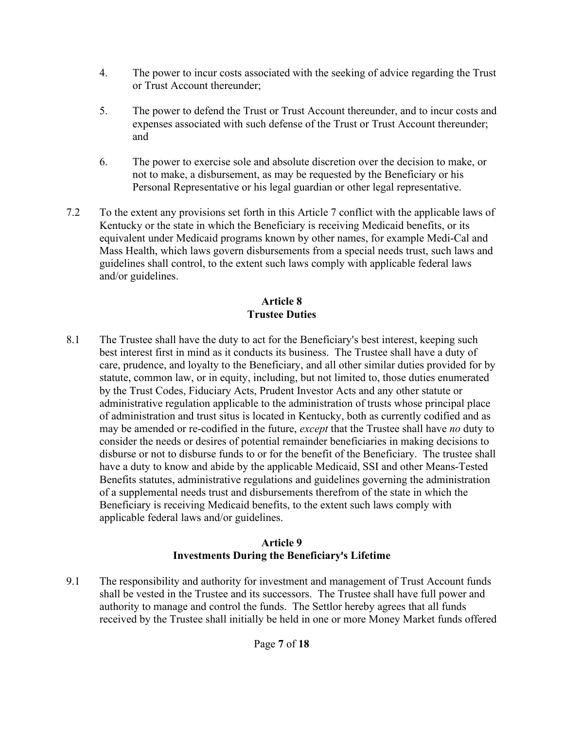4. The power to incur costs associated with the seeking of advice regarding the Trust or Trust Account thereunder;

5. The power to defend the Trust or Trust Account thereunder, and to incur costs and expenses associated with such defense of the Trust or Trust Account thereunder; and

6. The power to exercise sole and absolute discretion over the decision to make, or not to make, a disbursement, as may be requested by the Beneficiary or his Personal Representative or his legal guardian or other legal representative.

7.2 To the extent any provisions set forth in this Article 7 conflict with the applicable laws of Kentucky or the state in which the Beneficiary is receiving Medicaid benefits, or its equivalent under Medicaid programs known by other names, for example Medi-Cal and Mass Health, which laws govern disbursements from a special needs trust, such laws and guidelines shall control, to the extent such laws comply with applicable federal laws and/or guidelines.

## Article 8
## Trustee Duties

8.1 The Trustee shall have the duty to act for the Beneficiary's best interest, keeping such best interest first in mind as it conducts its business. The Trustee shall have a duty of care, prudence, and loyalty to the Beneficiary, and all other similar duties provided for by statute, common law, or in equity, including, but not limited to, those duties enumerated by the Trust Codes, Fiduciary Acts, Prudent Investor Acts and any other statute or administrative regulation applicable to the administration of trusts whose principal place of administration and trust situs is located in Kentucky, both as currently codified and as may be amended or re-codified in the future, *except* that the Trustee shall have *no* duty to consider the needs or desires of potential remainder beneficiaries in making decisions to disburse or not to disburse funds to or for the benefit of the Beneficiary. The trustee shall have a duty to know and abide by the applicable Medicaid, SSI and other Means-Tested Benefits statutes, administrative regulations and guidelines governing the administration of a supplemental needs trust and disbursements therefrom of the state in which the Beneficiary is receiving Medicaid benefits, to the extent such laws comply with applicable federal laws and/or guidelines.

## Article 9
## Investments During the Beneficiary's Lifetime

9.1 The responsibility and authority for investment and management of Trust Account funds shall be vested in the Trustee and its successors. The Trustee shall have full power and authority to manage and control the funds. The Settlor hereby agrees that all funds received by the Trustee shall initially be held in one or more Money Market funds offered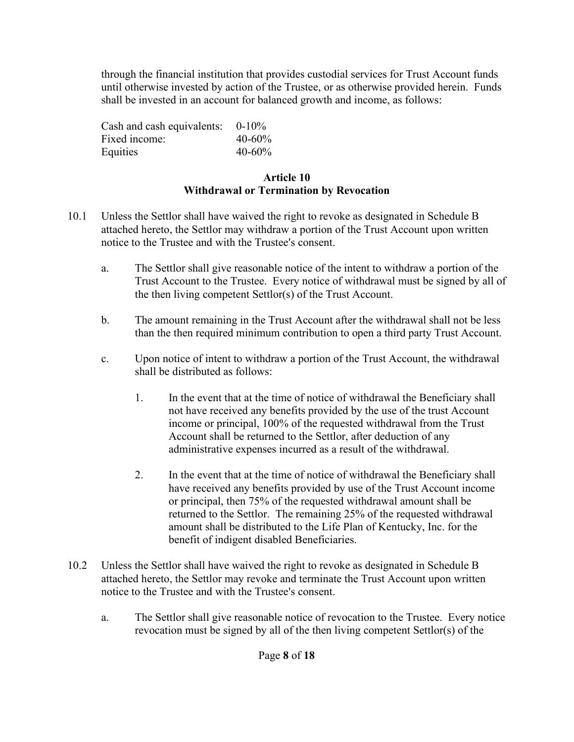through the financial institution that provides custodial services for Trust Account funds until otherwise invested by action of the Trustee, or as otherwise provided herein. Funds shall be invested in an account for balanced growth and income, as follows:

| | |
|---|---|
| Cash and cash equivalents: | 0-10% |
| Fixed income: | 40-60% |
| Equities | 40-60% |

## Article 10
## Withdrawal or Termination by Revocation

10.1 Unless the Settlor shall have waived the right to revoke as designated in Schedule B attached hereto, the Settlor may withdraw a portion of the Trust Account upon written notice to the Trustee and with the Trustee's consent.

a. The Settlor shall give reasonable notice of the intent to withdraw a portion of the Trust Account to the Trustee. Every notice of withdrawal must be signed by all of the then living competent Settlor(s) of the Trust Account.

b. The amount remaining in the Trust Account after the withdrawal shall not be less than the then required minimum contribution to open a third party Trust Account.

c. Upon notice of intent to withdraw a portion of the Trust Account, the withdrawal shall be distributed as follows:

1. In the event that at the time of notice of withdrawal the Beneficiary shall not have received any benefits provided by the use of the trust Account income or principal, 100% of the requested withdrawal from the Trust Account shall be returned to the Settlor, after deduction of any administrative expenses incurred as a result of the withdrawal.

2. In the event that at the time of notice of withdrawal the Beneficiary shall have received any benefits provided by use of the Trust Account income or principal, then 75% of the requested withdrawal amount shall be returned to the Settlor. The remaining 25% of the requested withdrawal amount shall be distributed to the Life Plan of Kentucky, Inc. for the benefit of indigent disabled Beneficiaries.

10.2 Unless the Settlor shall have waived the right to revoke as designated in Schedule B attached hereto, the Settlor may revoke and terminate the Trust Account upon written notice to the Trustee and with the Trustee's consent.

a. The Settlor shall give reasonable notice of revocation to the Trustee. Every notice revocation must be signed by all of the then living competent Settlor(s) of the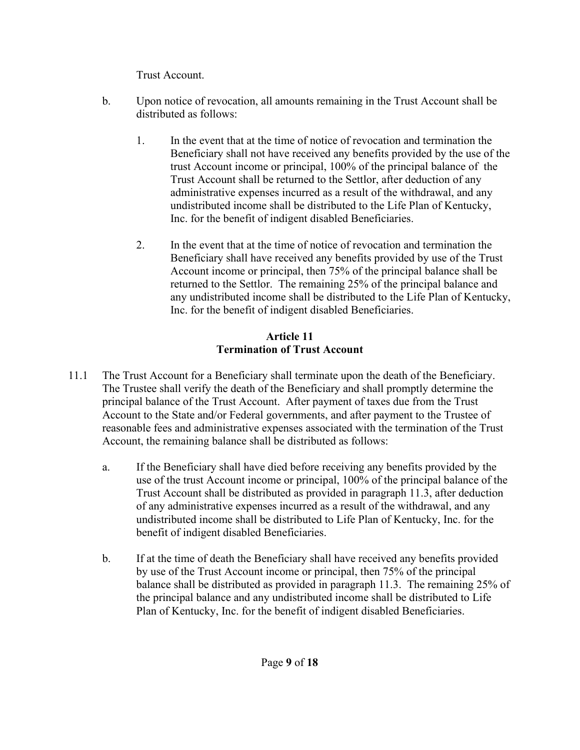Trust Account.

b. Upon notice of revocation, all amounts remaining in the Trust Account shall be distributed as follows:

   1. In the event that at the time of notice of revocation and termination the Beneficiary shall not have received any benefits provided by the use of the trust Account income or principal, 100% of the principal balance of the Trust Account shall be returned to the Settlor, after deduction of any administrative expenses incurred as a result of the withdrawal, and any undistributed income shall be distributed to the Life Plan of Kentucky, Inc. for the benefit of indigent disabled Beneficiaries.

   2. In the event that at the time of notice of revocation and termination the Beneficiary shall have received any benefits provided by use of the Trust Account income or principal, then 75% of the principal balance shall be returned to the Settlor. The remaining 25% of the principal balance and any undistributed income shall be distributed to the Life Plan of Kentucky, Inc. for the benefit of indigent disabled Beneficiaries.

## Article 11
## Termination of Trust Account

11.1 The Trust Account for a Beneficiary shall terminate upon the death of the Beneficiary. The Trustee shall verify the death of the Beneficiary and shall promptly determine the principal balance of the Trust Account. After payment of taxes due from the Trust Account to the State and/or Federal governments, and after payment to the Trustee of reasonable fees and administrative expenses associated with the termination of the Trust Account, the remaining balance shall be distributed as follows:

   a. If the Beneficiary shall have died before receiving any benefits provided by the use of the trust Account income or principal, 100% of the principal balance of the Trust Account shall be distributed as provided in paragraph 11.3, after deduction of any administrative expenses incurred as a result of the withdrawal, and any undistributed income shall be distributed to Life Plan of Kentucky, Inc. for the benefit of indigent disabled Beneficiaries.

   b. If at the time of death the Beneficiary shall have received any benefits provided by use of the Trust Account income or principal, then 75% of the principal balance shall be distributed as provided in paragraph 11.3. The remaining 25% of the principal balance and any undistributed income shall be distributed to Life Plan of Kentucky, Inc. for the benefit of indigent disabled Beneficiaries.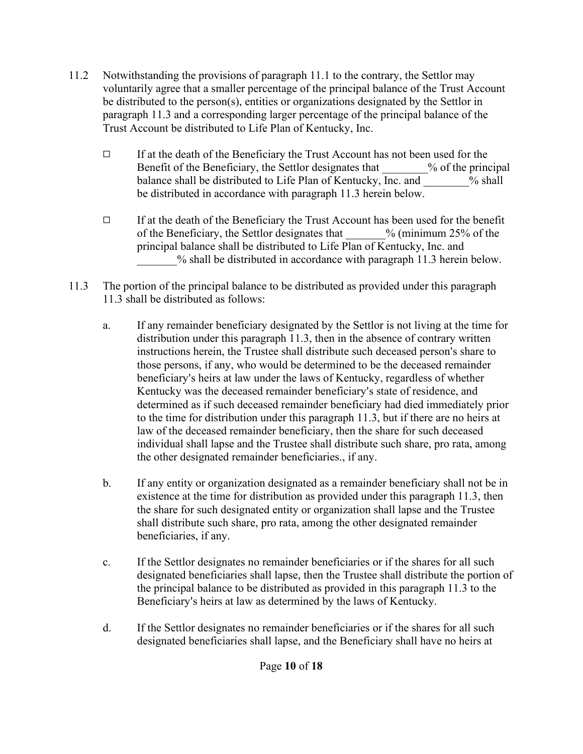11.2 Notwithstanding the provisions of paragraph 11.1 to the contrary, the Settlor may voluntarily agree that a smaller percentage of the principal balance of the Trust Account be distributed to the person(s), entities or organizations designated by the Settlor in paragraph 11.3 and a corresponding larger percentage of the principal balance of the Trust Account be distributed to Life Plan of Kentucky, Inc.

- ☐ If at the death of the Beneficiary the Trust Account has not been used for the Benefit of the Beneficiary, the Settlor designates that ________% of the principal balance shall be distributed to Life Plan of Kentucky, Inc. and ________% shall be distributed in accordance with paragraph 11.3 herein below.

- ☐ If at the death of the Beneficiary the Trust Account has been used for the benefit of the Beneficiary, the Settlor designates that _______% (minimum 25% of the principal balance shall be distributed to Life Plan of Kentucky, Inc. and _______% shall be distributed in accordance with paragraph 11.3 herein below.

11.3 The portion of the principal balance to be distributed as provided under this paragraph 11.3 shall be distributed as follows:

a. If any remainder beneficiary designated by the Settlor is not living at the time for distribution under this paragraph 11.3, then in the absence of contrary written instructions herein, the Trustee shall distribute such deceased person's share to those persons, if any, who would be determined to be the deceased remainder beneficiary's heirs at law under the laws of Kentucky, regardless of whether Kentucky was the deceased remainder beneficiary's state of residence, and determined as if such deceased remainder beneficiary had died immediately prior to the time for distribution under this paragraph 11.3, but if there are no heirs at law of the deceased remainder beneficiary, then the share for such deceased individual shall lapse and the Trustee shall distribute such share, pro rata, among the other designated remainder beneficiaries., if any.

b. If any entity or organization designated as a remainder beneficiary shall not be in existence at the time for distribution as provided under this paragraph 11.3, then the share for such designated entity or organization shall lapse and the Trustee shall distribute such share, pro rata, among the other designated remainder beneficiaries, if any.

c. If the Settlor designates no remainder beneficiaries or if the shares for all such designated beneficiaries shall lapse, then the Trustee shall distribute the portion of the principal balance to be distributed as provided in this paragraph 11.3 to the Beneficiary's heirs at law as determined by the laws of Kentucky.

d. If the Settlor designates no remainder beneficiaries or if the shares for all such designated beneficiaries shall lapse, and the Beneficiary shall have no heirs at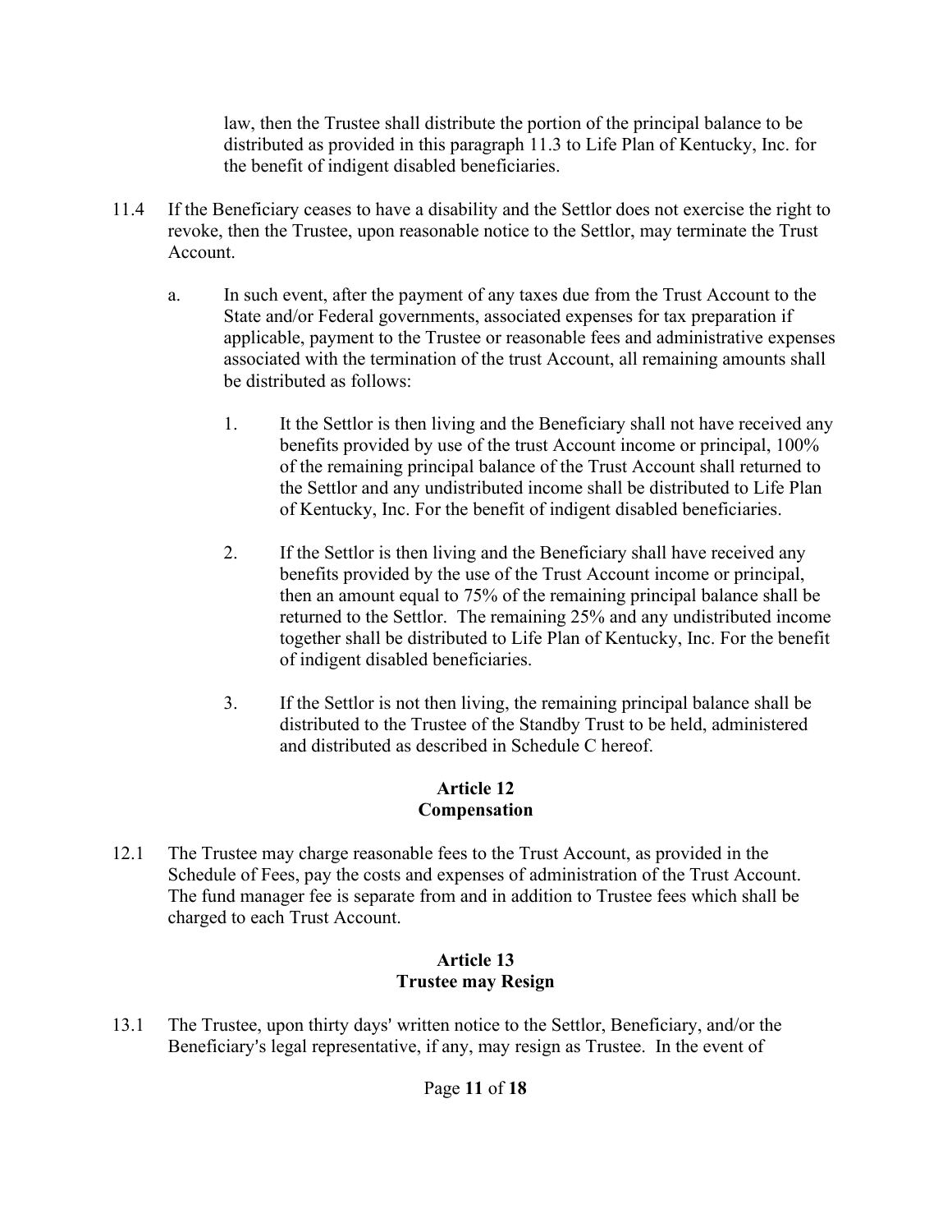law, then the Trustee shall distribute the portion of the principal balance to be distributed as provided in this paragraph 11.3 to Life Plan of Kentucky, Inc. for the benefit of indigent disabled beneficiaries.

11.4 If the Beneficiary ceases to have a disability and the Settlor does not exercise the right to revoke, then the Trustee, upon reasonable notice to the Settlor, may terminate the Trust Account.

a. In such event, after the payment of any taxes due from the Trust Account to the State and/or Federal governments, associated expenses for tax preparation if applicable, payment to the Trustee or reasonable fees and administrative expenses associated with the termination of the trust Account, all remaining amounts shall be distributed as follows:

1. It the Settlor is then living and the Beneficiary shall not have received any benefits provided by use of the trust Account income or principal, 100% of the remaining principal balance of the Trust Account shall returned to the Settlor and any undistributed income shall be distributed to Life Plan of Kentucky, Inc. For the benefit of indigent disabled beneficiaries.

2. If the Settlor is then living and the Beneficiary shall have received any benefits provided by the use of the Trust Account income or principal, then an amount equal to 75% of the remaining principal balance shall be returned to the Settlor. The remaining 25% and any undistributed income together shall be distributed to Life Plan of Kentucky, Inc. For the benefit of indigent disabled beneficiaries.

3. If the Settlor is not then living, the remaining principal balance shall be distributed to the Trustee of the Standby Trust to be held, administered and distributed as described in Schedule C hereof.

## Article 12
## Compensation

12.1 The Trustee may charge reasonable fees to the Trust Account, as provided in the Schedule of Fees, pay the costs and expenses of administration of the Trust Account. The fund manager fee is separate from and in addition to Trustee fees which shall be charged to each Trust Account.

## Article 13
## Trustee may Resign

13.1 The Trustee, upon thirty days' written notice to the Settlor, Beneficiary, and/or the Beneficiary's legal representative, if any, may resign as Trustee. In the event of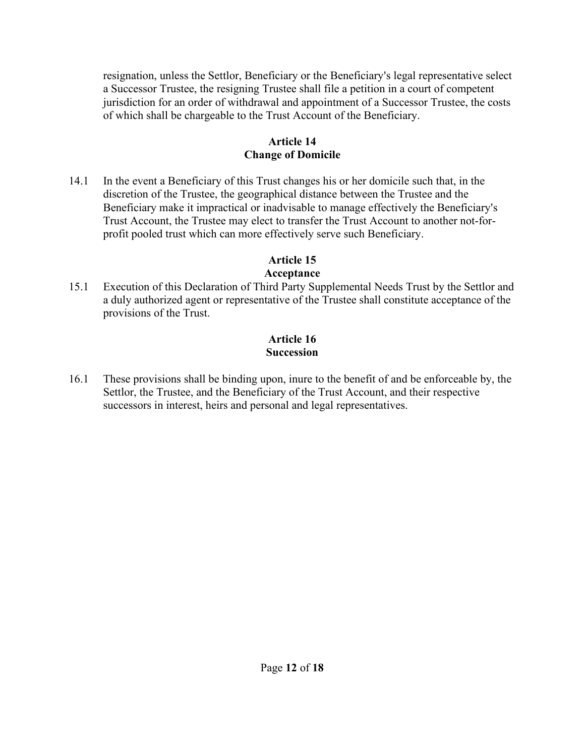resignation, unless the Settlor, Beneficiary or the Beneficiary's legal representative select a Successor Trustee, the resigning Trustee shall file a petition in a court of competent jurisdiction for an order of withdrawal and appointment of a Successor Trustee, the costs of which shall be chargeable to the Trust Account of the Beneficiary.

## Article 14
## Change of Domicile

14.1 In the event a Beneficiary of this Trust changes his or her domicile such that, in the discretion of the Trustee, the geographical distance between the Trustee and the Beneficiary make it impractical or inadvisable to manage effectively the Beneficiary's Trust Account, the Trustee may elect to transfer the Trust Account to another not-for-profit pooled trust which can more effectively serve such Beneficiary.

## Article 15
## Acceptance

15.1 Execution of this Declaration of Third Party Supplemental Needs Trust by the Settlor and a duly authorized agent or representative of the Trustee shall constitute acceptance of the provisions of the Trust.

## Article 16
## Succession

16.1 These provisions shall be binding upon, inure to the benefit of and be enforceable by, the Settlor, the Trustee, and the Beneficiary of the Trust Account, and their respective successors in interest, heirs and personal and legal representatives.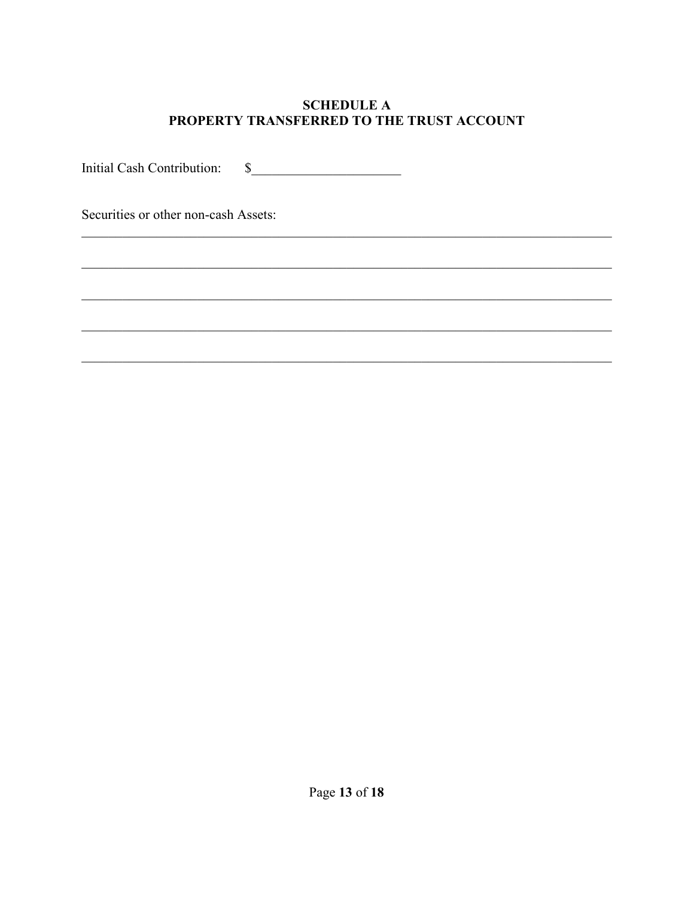## SCHEDULE A
## PROPERTY TRANSFERRED TO THE TRUST ACCOUNT

Initial Cash Contribution: $______________________

Securities or other non-cash Assets:

_______________________________________________________________________________

_______________________________________________________________________________

_______________________________________________________________________________

_______________________________________________________________________________

_______________________________________________________________________________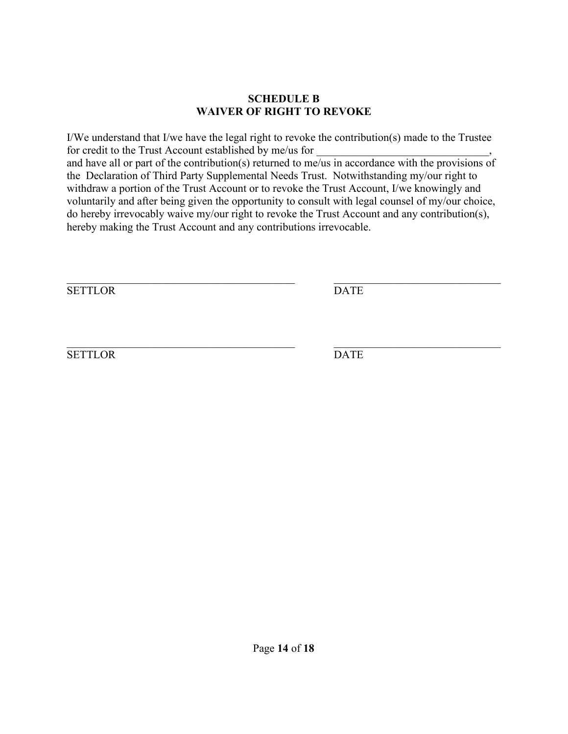**SCHEDULE B**
**WAIVER OF RIGHT TO REVOKE**

I/We understand that I/we have the legal right to revoke the contribution(s) made to the Trustee for credit to the Trust Account established by me/us for _______________________________, and have all or part of the contribution(s) returned to me/us in accordance with the provisions of the Declaration of Third Party Supplemental Needs Trust. Notwithstanding my/our right to withdraw a portion of the Trust Account or to revoke the Trust Account, I/we knowingly and voluntarily and after being given the opportunity to consult with legal counsel of my/our choice, do hereby irrevocably waive my/our right to revoke the Trust Account and any contribution(s), hereby making the Trust Account and any contributions irrevocable.

_______________________________________ &nbsp;&nbsp;&nbsp;&nbsp; ______________________________
SETTLOR &nbsp;&nbsp;&nbsp;&nbsp; DATE

_______________________________________ &nbsp;&nbsp;&nbsp;&nbsp; ______________________________
SETTLOR &nbsp;&nbsp;&nbsp;&nbsp; DATE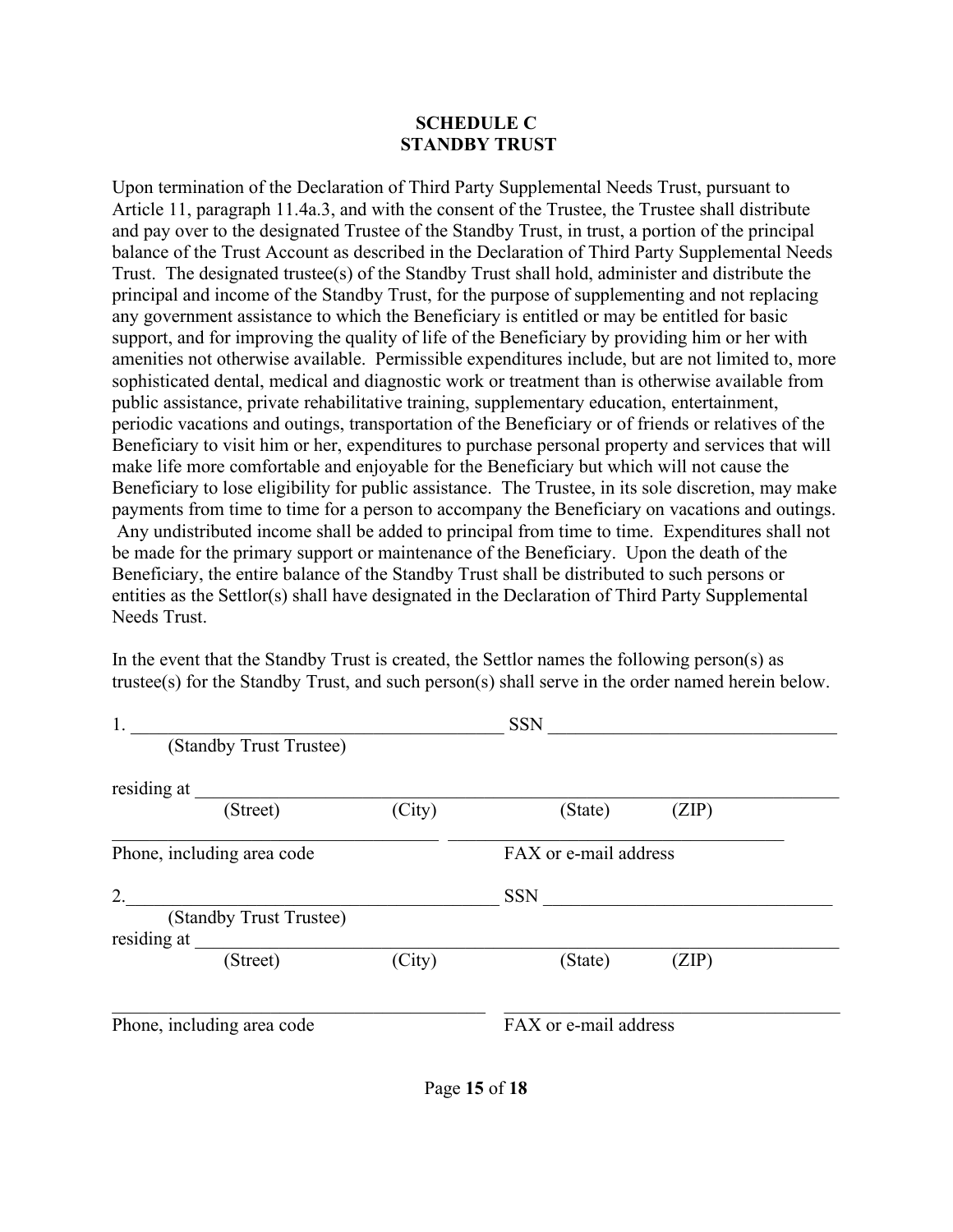## SCHEDULE C
## STANDBY TRUST

Upon termination of the Declaration of Third Party Supplemental Needs Trust, pursuant to Article 11, paragraph 11.4a.3, and with the consent of the Trustee, the Trustee shall distribute and pay over to the designated Trustee of the Standby Trust, in trust, a portion of the principal balance of the Trust Account as described in the Declaration of Third Party Supplemental Needs Trust. The designated trustee(s) of the Standby Trust shall hold, administer and distribute the principal and income of the Standby Trust, for the purpose of supplementing and not replacing any government assistance to which the Beneficiary is entitled or may be entitled for basic support, and for improving the quality of life of the Beneficiary by providing him or her with amenities not otherwise available. Permissible expenditures include, but are not limited to, more sophisticated dental, medical and diagnostic work or treatment than is otherwise available from public assistance, private rehabilitative training, supplementary education, entertainment, periodic vacations and outings, transportation of the Beneficiary or of friends or relatives of the Beneficiary to visit him or her, expenditures to purchase personal property and services that will make life more comfortable and enjoyable for the Beneficiary but which will not cause the Beneficiary to lose eligibility for public assistance. The Trustee, in its sole discretion, may make payments from time to time for a person to accompany the Beneficiary on vacations and outings. Any undistributed income shall be added to principal from time to time. Expenditures shall not be made for the primary support or maintenance of the Beneficiary. Upon the death of the Beneficiary, the entire balance of the Standby Trust shall be distributed to such persons or entities as the Settlor(s) shall have designated in the Declaration of Third Party Supplemental Needs Trust.

In the event that the Standby Trust is created, the Settlor names the following person(s) as trustee(s) for the Standby Trust, and such person(s) shall serve in the order named herein below.

1. ________________________________________ SSN ______________________________
(Standby Trust Trustee)

residing at ______________________________________________________________________
(Street) (City) (State) (ZIP)

____________________________________ ____________________________________
Phone, including area code FAX or e-mail address

2. ________________________________________ SSN ______________________________
(Standby Trust Trustee)

residing at ______________________________________________________________________
(Street) (City) (State) (ZIP)

____________________________________ ____________________________________
Phone, including area code FAX or e-mail address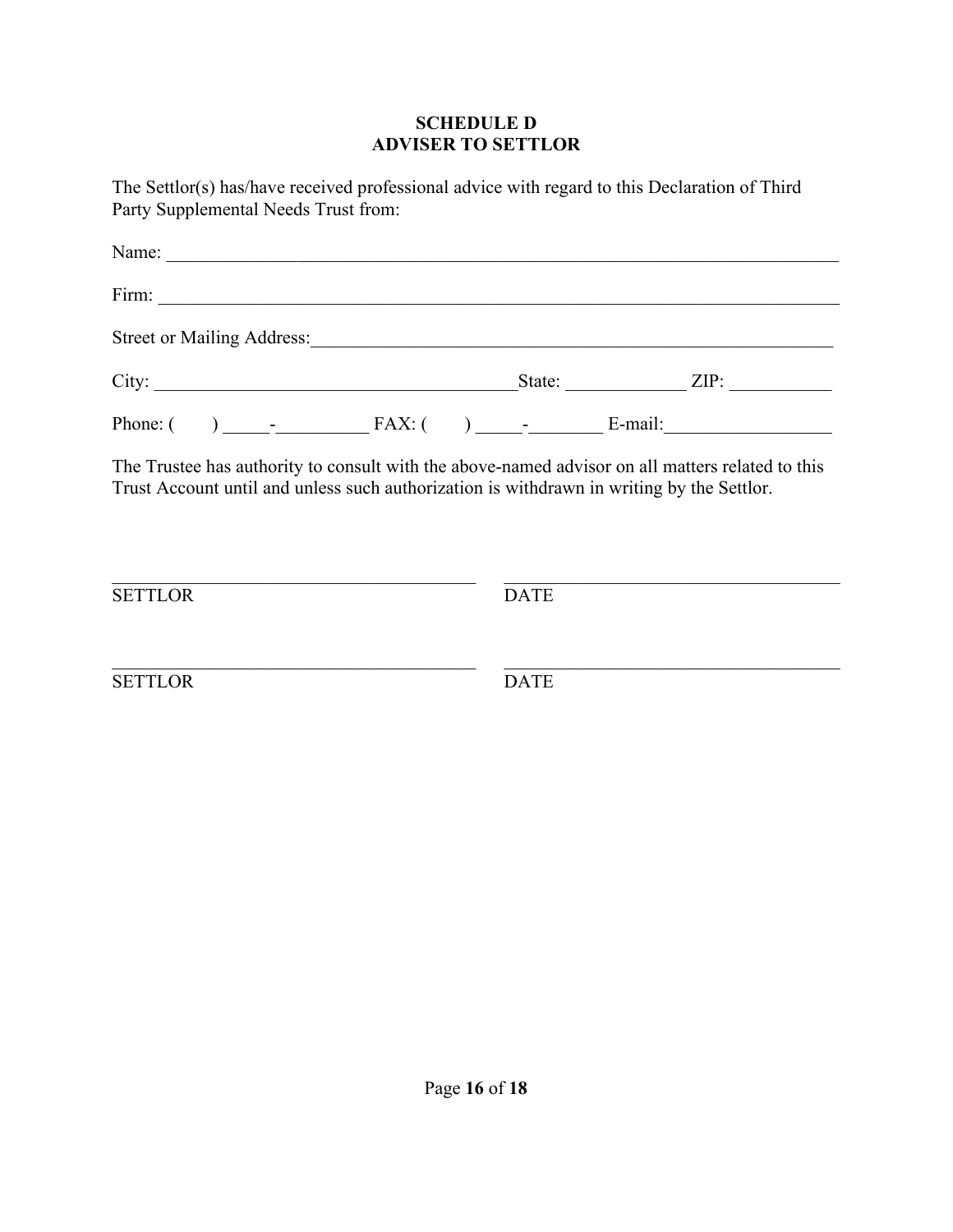**SCHEDULE D**
**ADVISER TO SETTLOR**

The Settlor(s) has/have received professional advice with regard to this Declaration of Third Party Supplemental Needs Trust from:

Name: ___________________________________________________________________________

Firm: ___________________________________________________________________________

Street or Mailing Address:_________________________________________________________

City: ________________________________________State: _____________ ZIP: ___________

Phone: (       ) _____-__________ FAX: (       ) _____-________ E-mail:__________________

The Trustee has authority to consult with the above-named advisor on all matters related to this Trust Account until and unless such authorization is withdrawn in writing by the Settlor.

_______________________________________     _____________________________________
SETTLOR                                                                          DATE

_______________________________________     _____________________________________
SETTLOR                                                                          DATE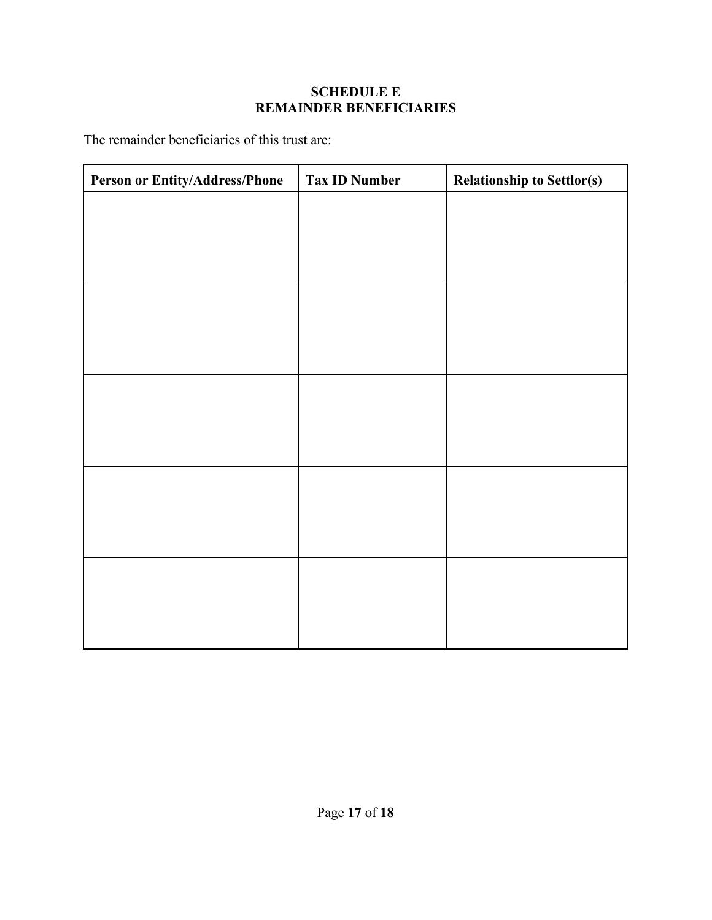## SCHEDULE E
## REMAINDER BENEFICIARIES

The remainder beneficiaries of this trust are:

| Person or Entity/Address/Phone | Tax ID Number | Relationship to Settlor(s) |
| --- | --- | --- |
| | | |
| | | |
| | | |
| | | |
| | | |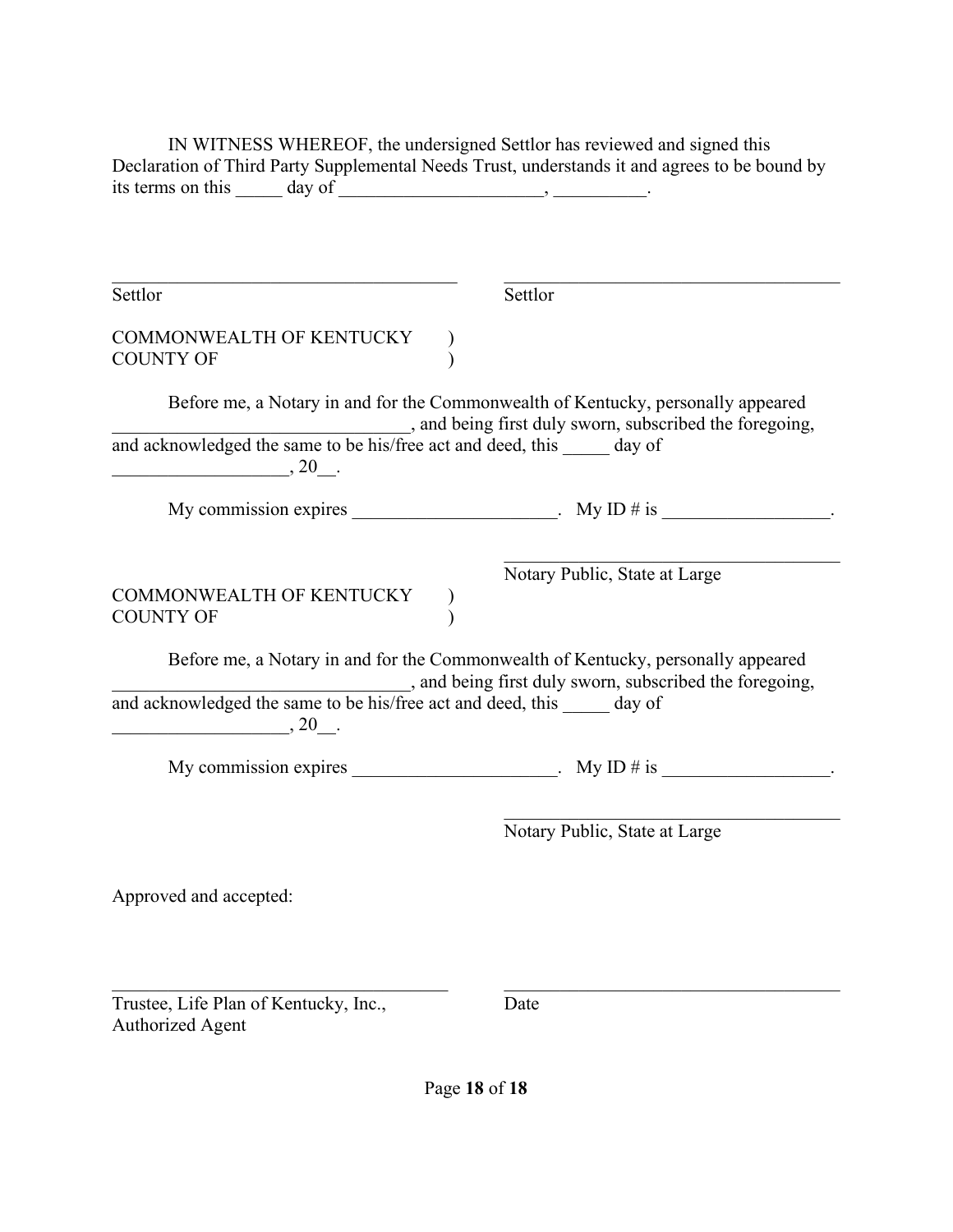IN WITNESS WHEREOF, the undersigned Settlor has reviewed and signed this Declaration of Third Party Supplemental Needs Trust, understands it and agrees to be bound by its terms on this _____ day of ______________________, __________.

_______________________________________ _______________________________________
Settlor Settlor

COMMONWEALTH OF KENTUCKY )
COUNTY OF )

Before me, a Notary in and for the Commonwealth of Kentucky, personally appeared ________________________________, and being first duly sworn, subscribed the foregoing, and acknowledged the same to be his/free act and deed, this _____ day of ___________________, 20__.

My commission expires ______________________. My ID # is __________________.

_______________________________________
Notary Public, State at Large

COMMONWEALTH OF KENTUCKY )
COUNTY OF )

Before me, a Notary in and for the Commonwealth of Kentucky, personally appeared ________________________________, and being first duly sworn, subscribed the foregoing, and acknowledged the same to be his/free act and deed, this _____ day of ___________________, 20__.

My commission expires ______________________. My ID # is __________________.

_______________________________________
Notary Public, State at Large

Approved and accepted:

_______________________________________ _______________________________________
Trustee, Life Plan of Kentucky, Inc., Date
Authorized Agent